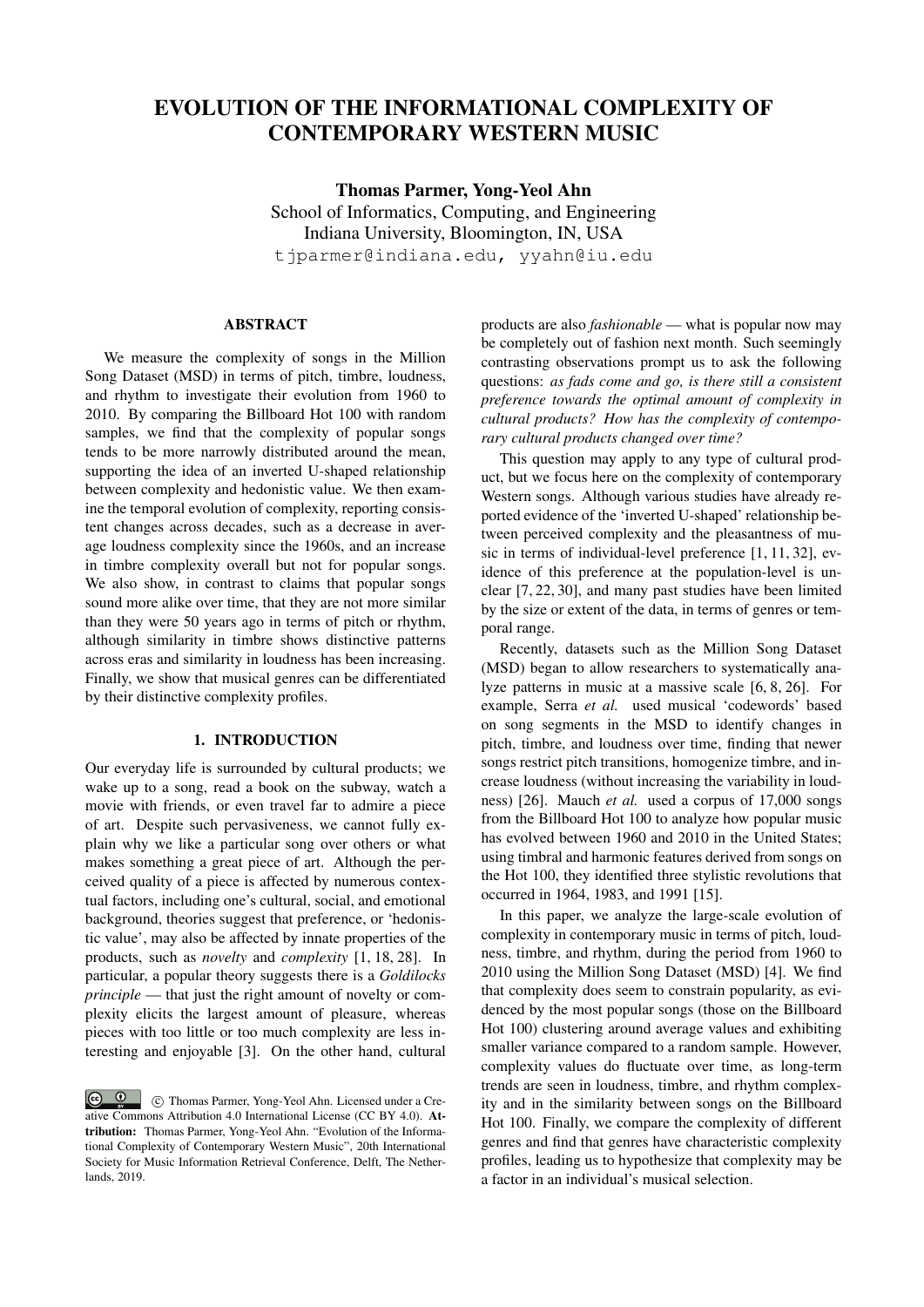# EVOLUTION OF THE INFORMATIONAL COMPLEXITY OF CONTEMPORARY WESTERN MUSIC

**Thomas Parmer, Yong-Yeol Ahn**
School of Informatics, Computing, and Engineering
Indiana University, Bloomington, IN, USA
tjparmer@indiana.edu, yyahn@iu.edu

## ABSTRACT

We measure the complexity of songs in the Million Song Dataset (MSD) in terms of pitch, timbre, loudness, and rhythm to investigate their evolution from 1960 to 2010. By comparing the Billboard Hot 100 with random samples, we find that the complexity of popular songs tends to be more narrowly distributed around the mean, supporting the idea of an inverted U-shaped relationship between complexity and hedonistic value. We then examine the temporal evolution of complexity, reporting consistent changes across decades, such as a decrease in average loudness complexity since the 1960s, and an increase in timbre complexity overall but not for popular songs. We also show, in contrast to claims that popular songs sound more alike over time, that they are not more similar than they were 50 years ago in terms of pitch or rhythm, although similarity in timbre shows distinctive patterns across eras and similarity in loudness has been increasing. Finally, we show that musical genres can be differentiated by their distinctive complexity profiles.

## 1. INTRODUCTION

Our everyday life is surrounded by cultural products; we wake up to a song, read a book on the subway, watch a movie with friends, or even travel far to admire a piece of art. Despite such pervasiveness, we cannot fully explain why we like a particular song over others or what makes something a great piece of art. Although the perceived quality of a piece is affected by numerous contextual factors, including one's cultural, social, and emotional background, theories suggest that preference, or 'hedonistic value', may also be affected by innate properties of the products, such as *novelty* and *complexity* [1, 18, 28]. In particular, a popular theory suggests there is a *Goldilocks principle* — that just the right amount of novelty or complexity elicits the largest amount of pleasure, whereas pieces with too little or too much complexity are less interesting and enjoyable [3]. On the other hand, cultural products are also *fashionable* — what is popular now may be completely out of fashion next month. Such seemingly contrasting observations prompt us to ask the following questions: *as fads come and go, is there still a consistent preference towards the optimal amount of complexity in cultural products? How has the complexity of contemporary cultural products changed over time?*

This question may apply to any type of cultural product, but we focus here on the complexity of contemporary Western songs. Although various studies have already reported evidence of the 'inverted U-shaped' relationship between perceived complexity and the pleasantness of music in terms of individual-level preference [1, 11, 32], evidence of this preference at the population-level is unclear [7, 22, 30], and many past studies have been limited by the size or extent of the data, in terms of genres or temporal range.

Recently, datasets such as the Million Song Dataset (MSD) began to allow researchers to systematically analyze patterns in music at a massive scale [6, 8, 26]. For example, Serra *et al.* used musical 'codewords' based on song segments in the MSD to identify changes in pitch, timbre, and loudness over time, finding that newer songs restrict pitch transitions, homogenize timbre, and increase loudness (without increasing the variability in loudness) [26]. Mauch *et al.* used a corpus of 17,000 songs from the Billboard Hot 100 to analyze how popular music has evolved between 1960 and 2010 in the United States; using timbral and harmonic features derived from songs on the Hot 100, they identified three stylistic revolutions that occurred in 1964, 1983, and 1991 [15].

In this paper, we analyze the large-scale evolution of complexity in contemporary music in terms of pitch, loudness, timbre, and rhythm, during the period from 1960 to 2010 using the Million Song Dataset (MSD) [4]. We find that complexity does seem to constrain popularity, as evidenced by the most popular songs (those on the Billboard Hot 100) clustering around average values and exhibiting smaller variance compared to a random sample. However, complexity values do fluctuate over time, as long-term trends are seen in loudness, timbre, and rhythm complexity and in the similarity between songs on the Billboard Hot 100. Finally, we compare the complexity of different genres and find that genres have characteristic complexity profiles, leading us to hypothesize that complexity may be a factor in an individual's musical selection.

© Thomas Parmer, Yong-Yeol Ahn. Licensed under a Creative Commons Attribution 4.0 International License (CC BY 4.0). **Attribution:** Thomas Parmer, Yong-Yeol Ahn. "Evolution of the Informational Complexity of Contemporary Western Music", 20th International Society for Music Information Retrieval Conference, Delft, The Netherlands, 2019.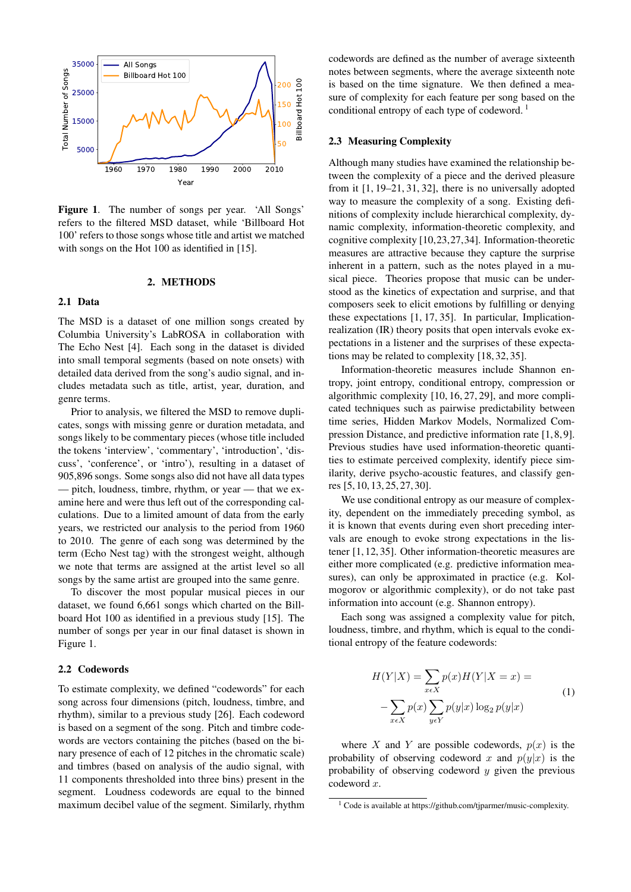**Figure 1.** The number of songs per year. 'All Songs' refers to the filtered MSD dataset, while 'Billboard Hot 100' refers to those songs whose title and artist we matched with songs on the Hot 100 as identified in [15].

## 2. METHODS

### 2.1 Data

The MSD is a dataset of one million songs created by Columbia University's LabROSA in collaboration with The Echo Nest [4]. Each song in the dataset is divided into small temporal segments (based on note onsets) with detailed data derived from the song's audio signal, and includes metadata such as title, artist, year, duration, and genre terms.

Prior to analysis, we filtered the MSD to remove duplicates, songs with missing genre or duration metadata, and songs likely to be commentary pieces (whose title included the tokens 'interview', 'commentary', 'introduction', 'discuss', 'conference', or 'intro'), resulting in a dataset of 905,896 songs. Some songs also did not have all data types — pitch, loudness, timbre, rhythm, or year — that we examine here and were thus left out of the corresponding calculations. Due to a limited amount of data from the early years, we restricted our analysis to the period from 1960 to 2010. The genre of each song was determined by the term (Echo Nest tag) with the strongest weight, although we note that terms are assigned at the artist level so all songs by the same artist are grouped into the same genre.

To discover the most popular musical pieces in our dataset, we found 6,661 songs which charted on the Billboard Hot 100 as identified in a previous study [15]. The number of songs per year in our final dataset is shown in Figure 1.

### 2.2 Codewords

To estimate complexity, we defined "codewords" for each song across four dimensions (pitch, loudness, timbre, and rhythm), similar to a previous study [26]. Each codeword is based on a segment of the song. Pitch and timbre codewords are vectors containing the pitches (based on the binary presence of each of 12 pitches in the chromatic scale) and timbres (based on analysis of the audio signal, with 11 components thresholded into three bins) present in the segment. Loudness codewords are equal to the binned maximum decibel value of the segment. Similarly, rhythm codewords are defined as the number of average sixteenth notes between segments, where the average sixteenth note is based on the time signature. We then defined a measure of complexity for each feature per song based on the conditional entropy of each type of codeword. [1]

### 2.3 Measuring Complexity

Although many studies have examined the relationship between the complexity of a piece and the derived pleasure from it [1, 19–21, 31, 32], there is no universally adopted way to measure the complexity of a song. Existing definitions of complexity include hierarchical complexity, dynamic complexity, information-theoretic complexity, and cognitive complexity [10,23,27,34]. Information-theoretic measures are attractive because they capture the surprise inherent in a pattern, such as the notes played in a musical piece. Theories propose that music can be understood as the kinetics of expectation and surprise, and that composers seek to elicit emotions by fulfilling or denying these expectations [1, 17, 35]. In particular, Implication-realization (IR) theory posits that open intervals evoke expectations in a listener and the surprises of these expectations may be related to complexity [18, 32, 35].

Information-theoretic measures include Shannon entropy, joint entropy, conditional entropy, compression or algorithmic complexity [10, 16, 27, 29], and more complicated techniques such as pairwise predictability between time series, Hidden Markov Models, Normalized Compression Distance, and predictive information rate [1, 8, 9]. Previous studies have used information-theoretic quantities to estimate perceived complexity, identify piece similarity, derive psycho-acoustic features, and classify genres [5, 10, 13, 25, 27, 30].

We use conditional entropy as our measure of complexity, dependent on the immediately preceding symbol, as it is known that events during even short preceding intervals are enough to evoke strong expectations in the listener [1, 12, 35]. Other information-theoretic measures are either more complicated (e.g. predictive information measures), can only be approximated in practice (e.g. Kolmogorov or algorithmic complexity), or do not take past information into account (e.g. Shannon entropy).

Each song was assigned a complexity value for pitch, loudness, timbre, and rhythm, which is equal to the conditional entropy of the feature codewords:

$$H(Y|X) = \sum_{x \epsilon X} p(x) H(Y|X=x) = - \sum_{x \epsilon X} p(x) \sum_{y \epsilon Y} p(y|x) \log_2 p(y|x) \quad (1)$$

where $X$ and $Y$ are possible codewords, $p(x)$ is the probability of observing codeword $x$ and $p(y|x)$ is the probability of observing codeword $y$ given the previous codeword $x$.

[1] Code is available at https://github.com/tjparmer/music-complexity.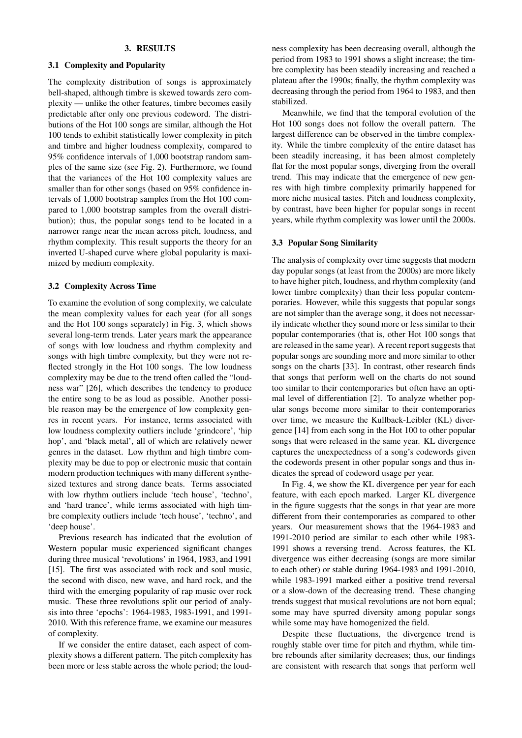## 3. RESULTS

### 3.1 Complexity and Popularity

The complexity distribution of songs is approximately bell-shaped, although timbre is skewed towards zero complexity — unlike the other features, timbre becomes easily predictable after only one previous codeword. The distributions of the Hot 100 songs are similar, although the Hot 100 tends to exhibit statistically lower complexity in pitch and timbre and higher loudness complexity, compared to 95% confidence intervals of 1,000 bootstrap random samples of the same size (see Fig. 2). Furthermore, we found that the variances of the Hot 100 complexity values are smaller than for other songs (based on 95% confidence intervals of 1,000 bootstrap samples from the Hot 100 compared to 1,000 bootstrap samples from the overall distribution); thus, the popular songs tend to be located in a narrower range near the mean across pitch, loudness, and rhythm complexity. This result supports the theory for an inverted U-shaped curve where global popularity is maximized by medium complexity.

### 3.2 Complexity Across Time

To examine the evolution of song complexity, we calculate the mean complexity values for each year (for all songs and the Hot 100 songs separately) in Fig. 3, which shows several long-term trends. Later years mark the appearance of songs with low loudness and rhythm complexity and songs with high timbre complexity, but they were not reflected strongly in the Hot 100 songs. The low loudness complexity may be due to the trend often called the "loudness war" [26], which describes the tendency to produce the entire song to be as loud as possible. Another possible reason may be the emergence of low complexity genres in recent years. For instance, terms associated with low loudness complexity outliers include 'grindcore', 'hip hop', and 'black metal', all of which are relatively newer genres in the dataset. Low rhythm and high timbre complexity may be due to pop or electronic music that contain modern production techniques with many different synthesized textures and strong dance beats. Terms associated with low rhythm outliers include 'tech house', 'techno', and 'hard trance', while terms associated with high timbre complexity outliers include 'tech house', 'techno', and 'deep house'.

Previous research has indicated that the evolution of Western popular music experienced significant changes during three musical 'revolutions' in 1964, 1983, and 1991 [15]. The first was associated with rock and soul music, the second with disco, new wave, and hard rock, and the third with the emerging popularity of rap music over rock music. These three revolutions split our period of analysis into three 'epochs': 1964-1983, 1983-1991, and 1991-2010. With this reference frame, we examine our measures of complexity.

If we consider the entire dataset, each aspect of complexity shows a different pattern. The pitch complexity has been more or less stable across the whole period; the loudness complexity has been decreasing overall, although the period from 1983 to 1991 shows a slight increase; the timbre complexity has been steadily increasing and reached a plateau after the 1990s; finally, the rhythm complexity was decreasing through the period from 1964 to 1983, and then stabilized.

Meanwhile, we find that the temporal evolution of the Hot 100 songs does not follow the overall pattern. The largest difference can be observed in the timbre complexity. While the timbre complexity of the entire dataset has been steadily increasing, it has been almost completely flat for the most popular songs, diverging from the overall trend. This may indicate that the emergence of new genres with high timbre complexity primarily happened for more niche musical tastes. Pitch and loudness complexity, by contrast, have been higher for popular songs in recent years, while rhythm complexity was lower until the 2000s.

### 3.3 Popular Song Similarity

The analysis of complexity over time suggests that modern day popular songs (at least from the 2000s) are more likely to have higher pitch, loudness, and rhythm complexity (and lower timbre complexity) than their less popular contemporaries. However, while this suggests that popular songs are not simpler than the average song, it does not necessarily indicate whether they sound more or less similar to their popular contemporaries (that is, other Hot 100 songs that are released in the same year). A recent report suggests that popular songs are sounding more and more similar to other songs on the charts [33]. In contrast, other research finds that songs that perform well on the charts do not sound too similar to their contemporaries but often have an optimal level of differentiation [2]. To analyze whether popular songs become more similar to their contemporaries over time, we measure the Kullback-Leibler (KL) divergence [14] from each song in the Hot 100 to other popular songs that were released in the same year. KL divergence captures the unexpectedness of a song's codewords given the codewords present in other popular songs and thus indicates the spread of codeword usage per year.

In Fig. 4, we show the KL divergence per year for each feature, with each epoch marked. Larger KL divergence in the figure suggests that the songs in that year are more different from their contemporaries as compared to other years. Our measurement shows that the 1964-1983 and 1991-2010 period are similar to each other while 1983-1991 shows a reversing trend. Across features, the KL divergence was either decreasing (songs are more similar to each other) or stable during 1964-1983 and 1991-2010, while 1983-1991 marked either a positive trend reversal or a slow-down of the decreasing trend. These changing trends suggest that musical revolutions are not born equal; some may have spurred diversity among popular songs while some may have homogenized the field.

Despite these fluctuations, the divergence trend is roughly stable over time for pitch and rhythm, while timbre rebounds after similarity decreases; thus, our findings are consistent with research that songs that perform well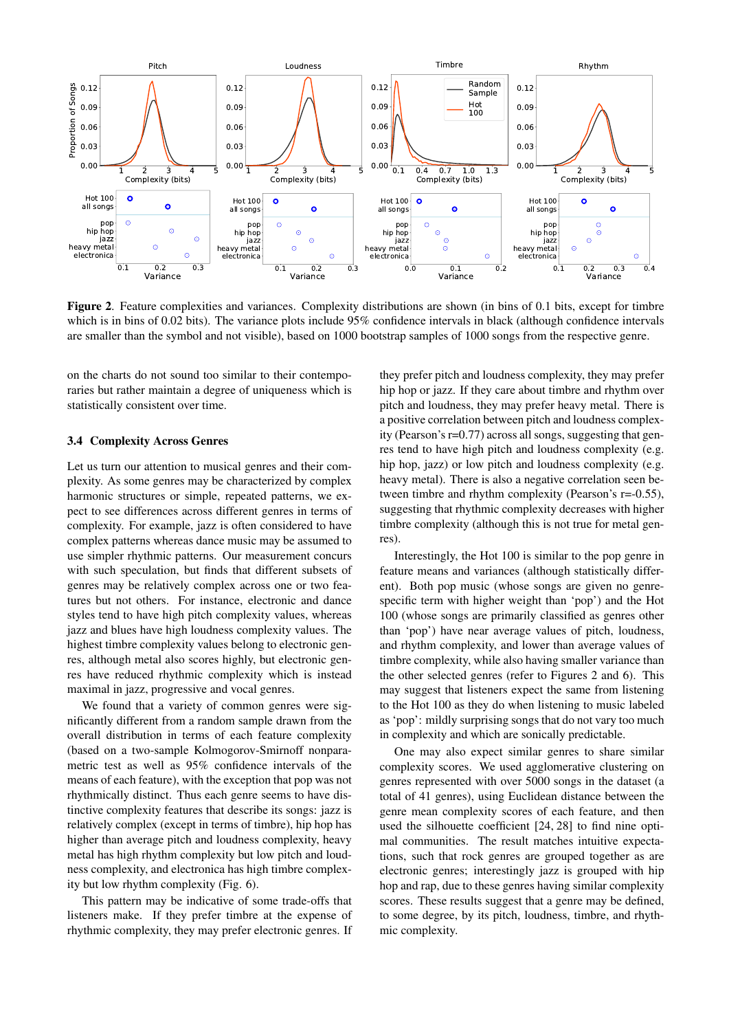**Figure 2**. Feature complexities and variances. Complexity distributions are shown (in bins of 0.1 bits, except for timbre which is in bins of 0.02 bits). The variance plots include 95% confidence intervals in black (although confidence intervals are smaller than the symbol and not visible), based on 1000 bootstrap samples of 1000 songs from the respective genre.

on the charts do not sound too similar to their contemporaries but rather maintain a degree of uniqueness which is statistically consistent over time.

### 3.4 Complexity Across Genres

Let us turn our attention to musical genres and their complexity. As some genres may be characterized by complex harmonic structures or simple, repeated patterns, we expect to see differences across different genres in terms of complexity. For example, jazz is often considered to have complex patterns whereas dance music may be assumed to use simpler rhythmic patterns. Our measurement concurs with such speculation, but finds that different subsets of genres may be relatively complex across one or two features but not others. For instance, electronic and dance styles tend to have high pitch complexity values, whereas jazz and blues have high loudness complexity values. The highest timbre complexity values belong to electronic genres, although metal also scores highly, but electronic genres have reduced rhythmic complexity which is instead maximal in jazz, progressive and vocal genres.

We found that a variety of common genres were significantly different from a random sample drawn from the overall distribution in terms of each feature complexity (based on a two-sample Kolmogorov-Smirnoff nonparametric test as well as 95% confidence intervals of the means of each feature), with the exception that pop was not rhythmically distinct. Thus each genre seems to have distinctive complexity features that describe its songs: jazz is relatively complex (except in terms of timbre), hip hop has higher than average pitch and loudness complexity, heavy metal has high rhythm complexity but low pitch and loudness complexity, and electronica has high timbre complexity but low rhythm complexity (Fig. 6).

This pattern may be indicative of some trade-offs that listeners make. If they prefer timbre at the expense of rhythmic complexity, they may prefer electronic genres. If they prefer pitch and loudness complexity, they may prefer hip hop or jazz. If they care about timbre and rhythm over pitch and loudness, they may prefer heavy metal. There is a positive correlation between pitch and loudness complexity (Pearson's r=0.77) across all songs, suggesting that genres tend to have high pitch and loudness complexity (e.g. hip hop, jazz) or low pitch and loudness complexity (e.g. heavy metal). There is also a negative correlation seen between timbre and rhythm complexity (Pearson's r=-0.55), suggesting that rhythmic complexity decreases with higher timbre complexity (although this is not true for metal genres).

Interestingly, the Hot 100 is similar to the pop genre in feature means and variances (although statistically different). Both pop music (whose songs are given no genre-specific term with higher weight than 'pop') and the Hot 100 (whose songs are primarily classified as genres other than 'pop') have near average values of pitch, loudness, and rhythm complexity, and lower than average values of timbre complexity, while also having smaller variance than the other selected genres (refer to Figures 2 and 6). This may suggest that listeners expect the same from listening to the Hot 100 as they do when listening to music labeled as 'pop': mildly surprising songs that do not vary too much in complexity and which are sonically predictable.

One may also expect similar genres to share similar complexity scores. We used agglomerative clustering on genres represented with over 5000 songs in the dataset (a total of 41 genres), using Euclidean distance between the genre mean complexity scores of each feature, and then used the silhouette coefficient [24, 28] to find nine optimal communities. The result matches intuitive expectations, such that rock genres are grouped together as are electronic genres; interestingly jazz is grouped with hip hop and rap, due to these genres having similar complexity scores. These results suggest that a genre may be defined, to some degree, by its pitch, loudness, timbre, and rhythmic complexity.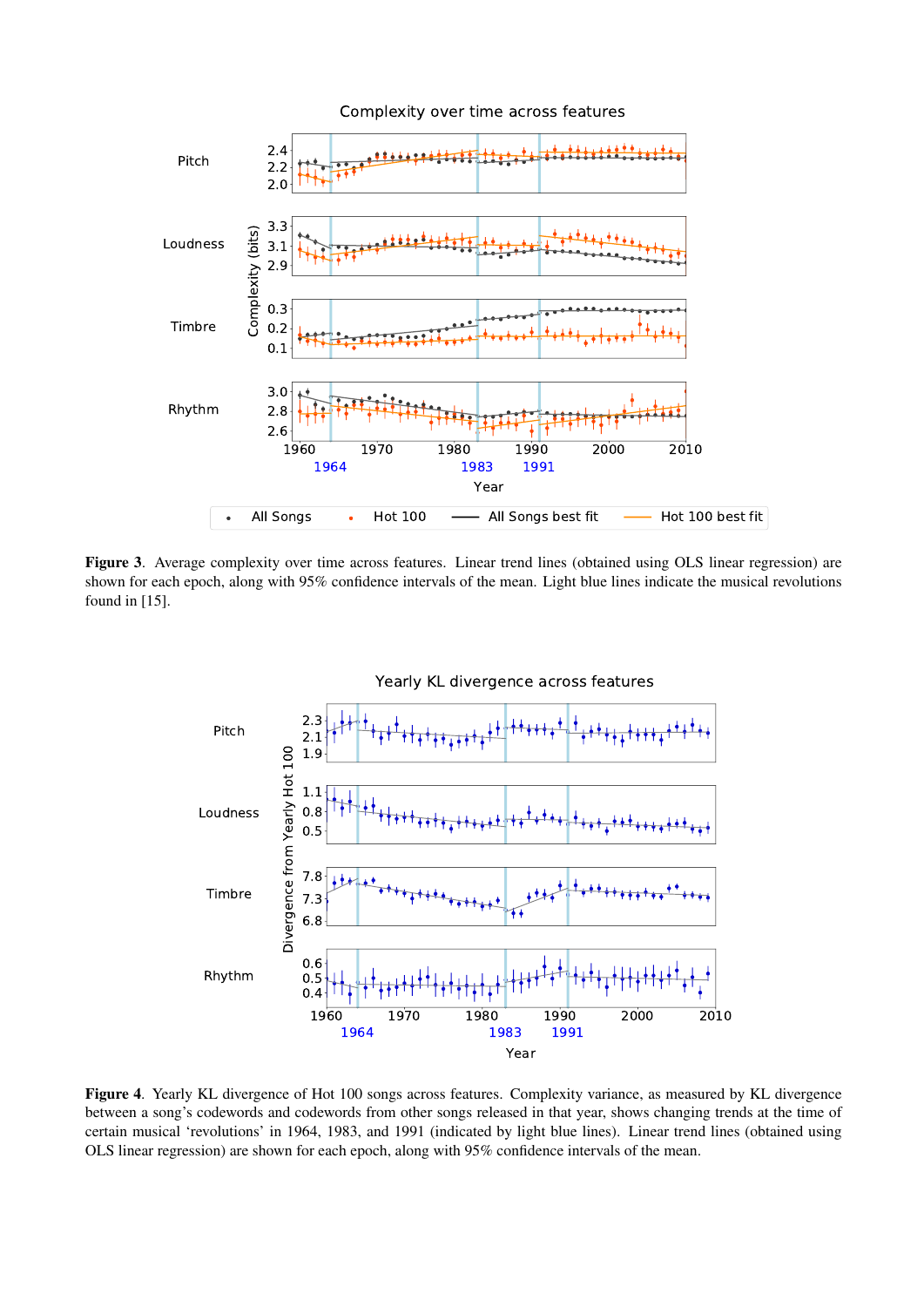**Figure 3**. Average complexity over time across features. Linear trend lines (obtained using OLS linear regression) are shown for each epoch, along with 95% confidence intervals of the mean. Light blue lines indicate the musical revolutions found in [15].

**Figure 4**. Yearly KL divergence of Hot 100 songs across features. Complexity variance, as measured by KL divergence between a song's codewords and codewords from other songs released in that year, shows changing trends at the time of certain musical 'revolutions' in 1964, 1983, and 1991 (indicated by light blue lines). Linear trend lines (obtained using OLS linear regression) are shown for each epoch, along with 95% confidence intervals of the mean.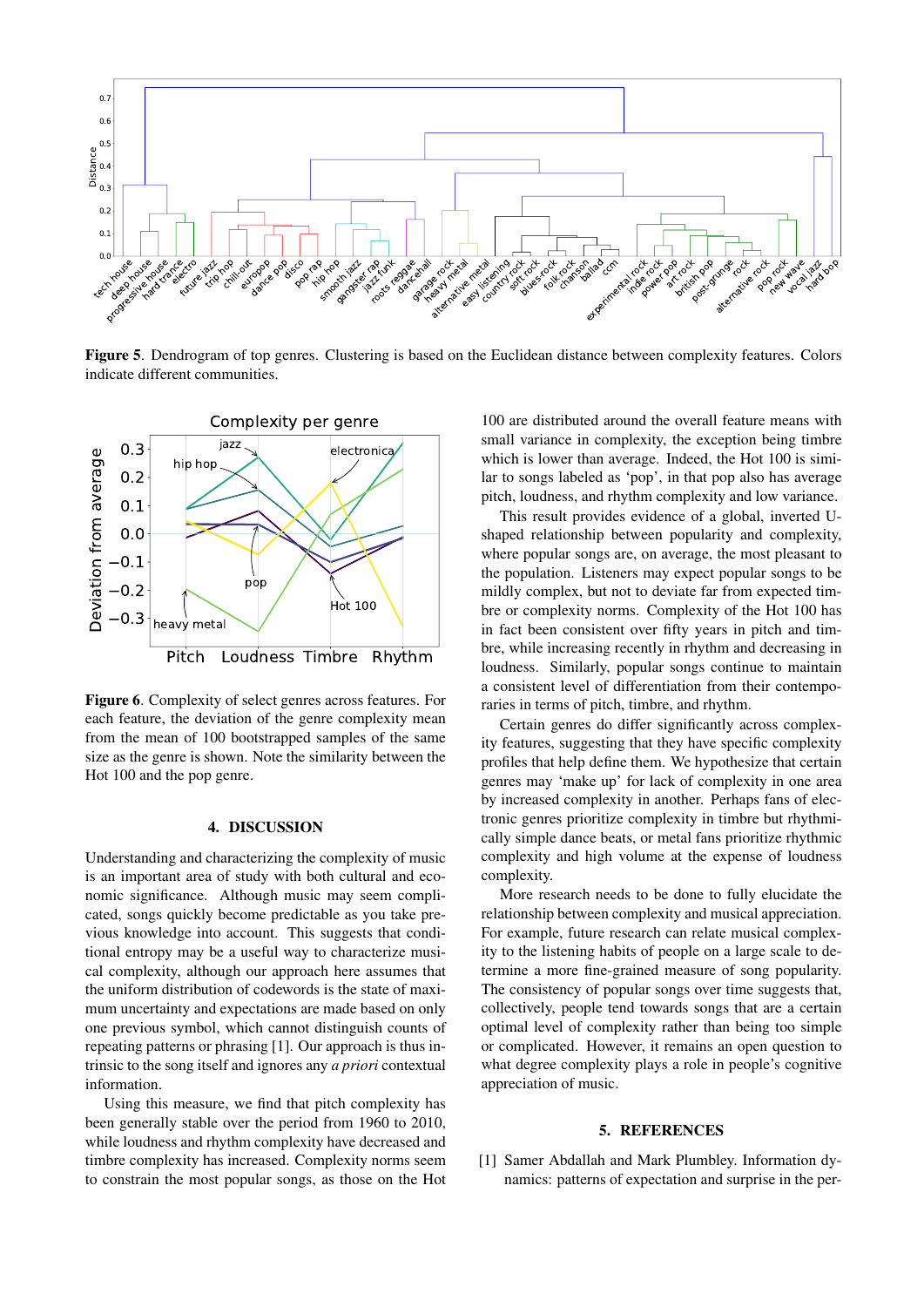**Figure 5**. Dendrogram of top genres. Clustering is based on the Euclidean distance between complexity features. Colors indicate different communities.

**Figure 6**. Complexity of select genres across features. For each feature, the deviation of the genre complexity mean from the mean of 100 bootstrapped samples of the same size as the genre is shown. Note the similarity between the Hot 100 and the pop genre.

## 4. DISCUSSION

Understanding and characterizing the complexity of music is an important area of study with both cultural and economic significance. Although music may seem complicated, songs quickly become predictable as you take previous knowledge into account. This suggests that conditional entropy may be a useful way to characterize musical complexity, although our approach here assumes that the uniform distribution of codewords is the state of maximum uncertainty and expectations are made based on only one previous symbol, which cannot distinguish counts of repeating patterns or phrasing [1]. Our approach is thus intrinsic to the song itself and ignores any *a priori* contextual information.

Using this measure, we find that pitch complexity has been generally stable over the period from 1960 to 2010, while loudness and rhythm complexity have decreased and timbre complexity has increased. Complexity norms seem to constrain the most popular songs, as those on the Hot 100 are distributed around the overall feature means with small variance in complexity, the exception being timbre which is lower than average. Indeed, the Hot 100 is similar to songs labeled as 'pop', in that pop also has average pitch, loudness, and rhythm complexity and low variance.

This result provides evidence of a global, inverted U-shaped relationship between popularity and complexity, where popular songs are, on average, the most pleasant to the population. Listeners may expect popular songs to be mildly complex, but not to deviate far from expected timbre or complexity norms. Complexity of the Hot 100 has in fact been consistent over fifty years in pitch and timbre, while increasing recently in rhythm and decreasing in loudness. Similarly, popular songs continue to maintain a consistent level of differentiation from their contemporaries in terms of pitch, timbre, and rhythm.

Certain genres do differ significantly across complexity features, suggesting that they have specific complexity profiles that help define them. We hypothesize that certain genres may 'make up' for lack of complexity in one area by increased complexity in another. Perhaps fans of electronic genres prioritize complexity in timbre but rhythmically simple dance beats, or metal fans prioritize rhythmic complexity and high volume at the expense of loudness complexity.

More research needs to be done to fully elucidate the relationship between complexity and musical appreciation. For example, future research can relate musical complexity to the listening habits of people on a large scale to determine a more fine-grained measure of song popularity. The consistency of popular songs over time suggests that, collectively, people tend towards songs that are a certain optimal level of complexity rather than being too simple or complicated. However, it remains an open question to what degree complexity plays a role in people's cognitive appreciation of music.

## 5. REFERENCES

[1] Samer Abdallah and Mark Plumbley. Information dynamics: patterns of expectation and surprise in the per-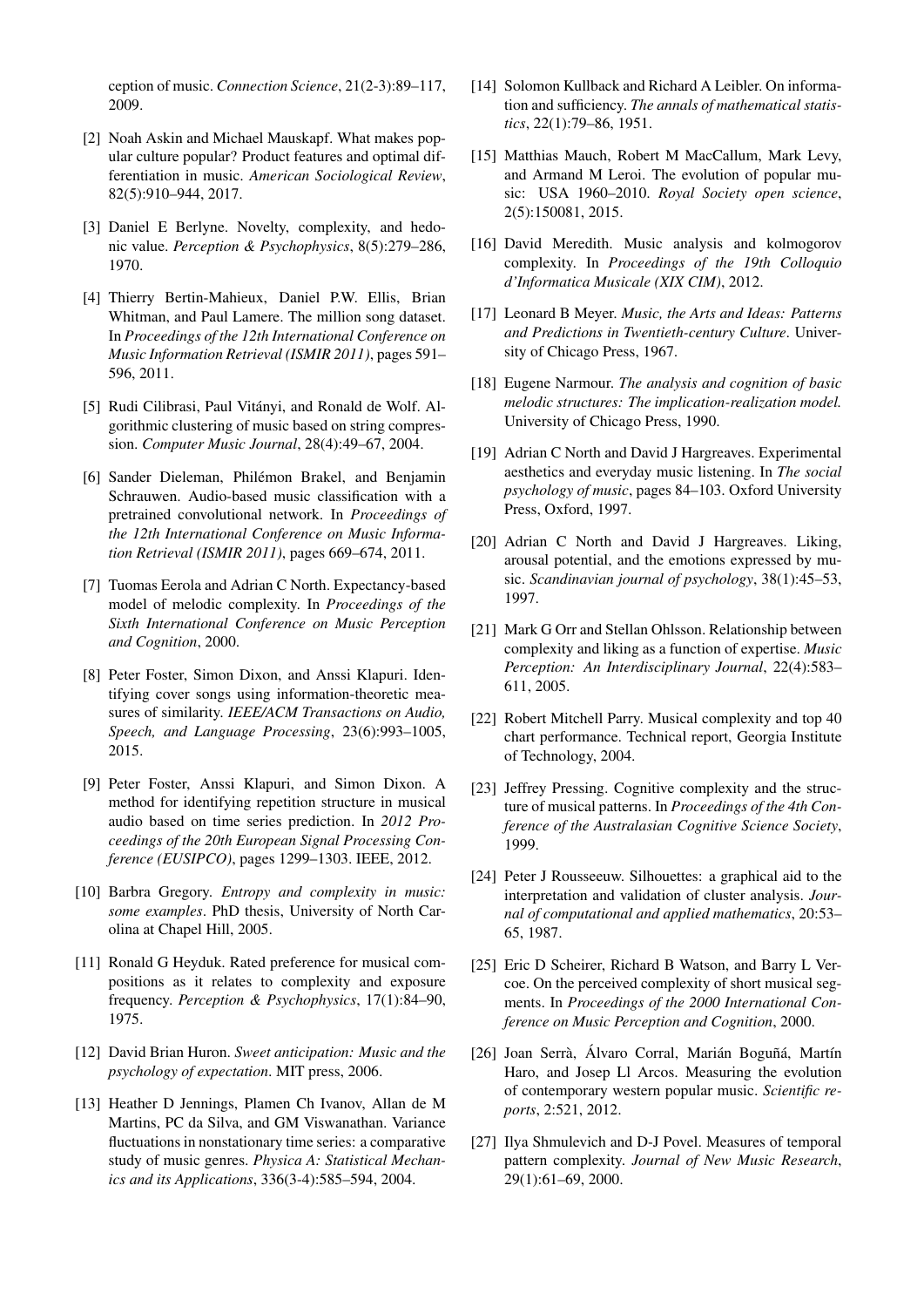ception of music. *Connection Science*, 21(2-3):89–117, 2009.

[2] Noah Askin and Michael Mauskapf. What makes popular culture popular? Product features and optimal differentiation in music. *American Sociological Review*, 82(5):910–944, 2017.

[3] Daniel E Berlyne. Novelty, complexity, and hedonic value. *Perception & Psychophysics*, 8(5):279–286, 1970.

[4] Thierry Bertin-Mahieux, Daniel P.W. Ellis, Brian Whitman, and Paul Lamere. The million song dataset. In *Proceedings of the 12th International Conference on Music Information Retrieval (ISMIR 2011)*, pages 591–596, 2011.

[5] Rudi Cilibrasi, Paul Vitányi, and Ronald de Wolf. Algorithmic clustering of music based on string compression. *Computer Music Journal*, 28(4):49–67, 2004.

[6] Sander Dieleman, Philémon Brakel, and Benjamin Schrauwen. Audio-based music classification with a pretrained convolutional network. In *Proceedings of the 12th International Conference on Music Information Retrieval (ISMIR 2011)*, pages 669–674, 2011.

[7] Tuomas Eerola and Adrian C North. Expectancy-based model of melodic complexity. In *Proceedings of the Sixth International Conference on Music Perception and Cognition*, 2000.

[8] Peter Foster, Simon Dixon, and Anssi Klapuri. Identifying cover songs using information-theoretic measures of similarity. *IEEE/ACM Transactions on Audio, Speech, and Language Processing*, 23(6):993–1005, 2015.

[9] Peter Foster, Anssi Klapuri, and Simon Dixon. A method for identifying repetition structure in musical audio based on time series prediction. In *2012 Proceedings of the 20th European Signal Processing Conference (EUSIPCO)*, pages 1299–1303. IEEE, 2012.

[10] Barbra Gregory. *Entropy and complexity in music: some examples*. PhD thesis, University of North Carolina at Chapel Hill, 2005.

[11] Ronald G Heyduk. Rated preference for musical compositions as it relates to complexity and exposure frequency. *Perception & Psychophysics*, 17(1):84–90, 1975.

[12] David Brian Huron. *Sweet anticipation: Music and the psychology of expectation*. MIT press, 2006.

[13] Heather D Jennings, Plamen Ch Ivanov, Allan de M Martins, PC da Silva, and GM Viswanathan. Variance fluctuations in nonstationary time series: a comparative study of music genres. *Physica A: Statistical Mechanics and its Applications*, 336(3-4):585–594, 2004.

[14] Solomon Kullback and Richard A Leibler. On information and sufficiency. *The annals of mathematical statistics*, 22(1):79–86, 1951.

[15] Matthias Mauch, Robert M MacCallum, Mark Levy, and Armand M Leroi. The evolution of popular music: USA 1960–2010. *Royal Society open science*, 2(5):150081, 2015.

[16] David Meredith. Music analysis and kolmogorov complexity. In *Proceedings of the 19th Colloquio d'Informatica Musicale (XIX CIM)*, 2012.

[17] Leonard B Meyer. *Music, the Arts and Ideas: Patterns and Predictions in Twentieth-century Culture*. University of Chicago Press, 1967.

[18] Eugene Narmour. *The analysis and cognition of basic melodic structures: The implication-realization model.* University of Chicago Press, 1990.

[19] Adrian C North and David J Hargreaves. Experimental aesthetics and everyday music listening. In *The social psychology of music*, pages 84–103. Oxford University Press, Oxford, 1997.

[20] Adrian C North and David J Hargreaves. Liking, arousal potential, and the emotions expressed by music. *Scandinavian journal of psychology*, 38(1):45–53, 1997.

[21] Mark G Orr and Stellan Ohlsson. Relationship between complexity and liking as a function of expertise. *Music Perception: An Interdisciplinary Journal*, 22(4):583–611, 2005.

[22] Robert Mitchell Parry. Musical complexity and top 40 chart performance. Technical report, Georgia Institute of Technology, 2004.

[23] Jeffrey Pressing. Cognitive complexity and the structure of musical patterns. In *Proceedings of the 4th Conference of the Australasian Cognitive Science Society*, 1999.

[24] Peter J Rousseeuw. Silhouettes: a graphical aid to the interpretation and validation of cluster analysis. *Journal of computational and applied mathematics*, 20:53–65, 1987.

[25] Eric D Scheirer, Richard B Watson, and Barry L Vercoe. On the perceived complexity of short musical segments. In *Proceedings of the 2000 International Conference on Music Perception and Cognition*, 2000.

[26] Joan Serrà, Álvaro Corral, Marián Boguñá, Martín Haro, and Josep Ll Arcos. Measuring the evolution of contemporary western popular music. *Scientific reports*, 2:521, 2012.

[27] Ilya Shmulevich and D-J Povel. Measures of temporal pattern complexity. *Journal of New Music Research*, 29(1):61–69, 2000.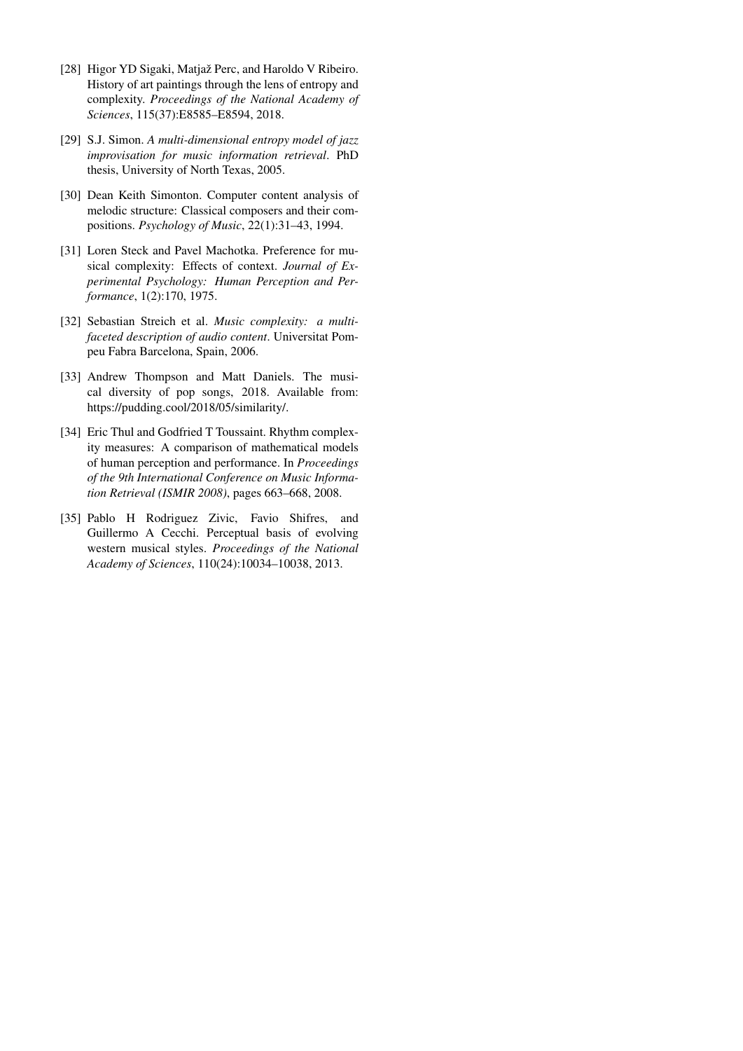[28] Higor YD Sigaki, Matjaž Perc, and Haroldo V Ribeiro. History of art paintings through the lens of entropy and complexity. *Proceedings of the National Academy of Sciences*, 115(37):E8585–E8594, 2018.

[29] S.J. Simon. *A multi-dimensional entropy model of jazz improvisation for music information retrieval*. PhD thesis, University of North Texas, 2005.

[30] Dean Keith Simonton. Computer content analysis of melodic structure: Classical composers and their compositions. *Psychology of Music*, 22(1):31–43, 1994.

[31] Loren Steck and Pavel Machotka. Preference for musical complexity: Effects of context. *Journal of Experimental Psychology: Human Perception and Performance*, 1(2):170, 1975.

[32] Sebastian Streich et al. *Music complexity: a multi-faceted description of audio content*. Universitat Pompeu Fabra Barcelona, Spain, 2006.

[33] Andrew Thompson and Matt Daniels. The musical diversity of pop songs, 2018. Available from: https://pudding.cool/2018/05/similarity/.

[34] Eric Thul and Godfried T Toussaint. Rhythm complexity measures: A comparison of mathematical models of human perception and performance. In *Proceedings of the 9th International Conference on Music Information Retrieval (ISMIR 2008)*, pages 663–668, 2008.

[35] Pablo H Rodriguez Zivic, Favio Shifres, and Guillermo A Cecchi. Perceptual basis of evolving western musical styles. *Proceedings of the National Academy of Sciences*, 110(24):10034–10038, 2013.